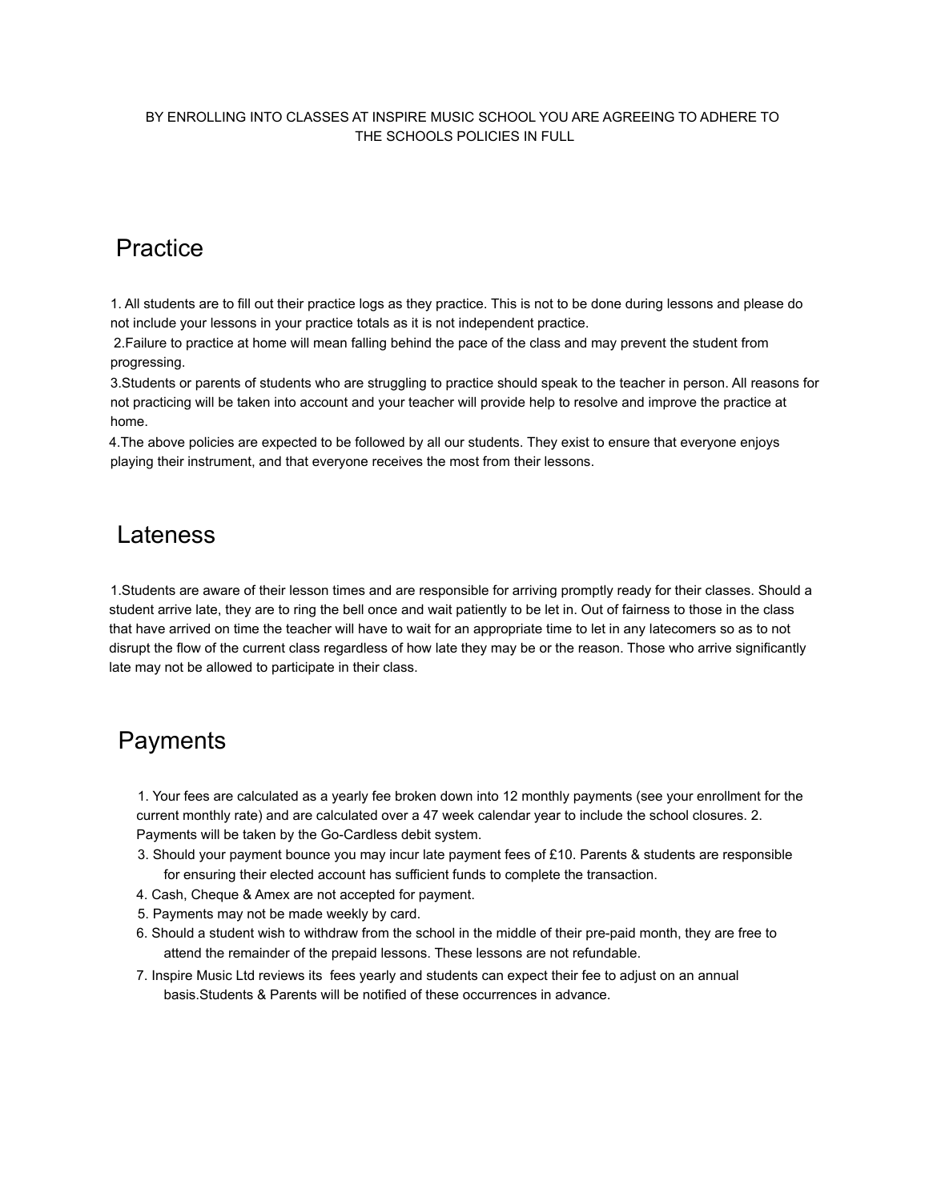BY ENROLLING INTO CLASSES AT INSPIRE MUSIC SCHOOL YOU ARE AGREEING TO ADHERE TO THE SCHOOLS POLICIES IN FULL

# Practice

1. All students are to fill out their practice logs as they practice. This is not to be done during lessons and please do not include your lessons in your practice totals as it is not independent practice.
2. Failure to practice at home will mean falling behind the pace of the class and may prevent the student from progressing.
3. Students or parents of students who are struggling to practice should speak to the teacher in person. All reasons for not practicing will be taken into account and your teacher will provide help to resolve and improve the practice at home.
4. The above policies are expected to be followed by all our students. They exist to ensure that everyone enjoys playing their instrument, and that everyone receives the most from their lessons.

# Lateness

1. Students are aware of their lesson times and are responsible for arriving promptly ready for their classes. Should a student arrive late, they are to ring the bell once and wait patiently to be let in. Out of fairness to those in the class that have arrived on time the teacher will have to wait for an appropriate time to let in any latecomers so as to not disrupt the flow of the current class regardless of how late they may be or the reason. Those who arrive significantly late may not be allowed to participate in their class.

# Payments

1. Your fees are calculated as a yearly fee broken down into 12 monthly payments (see your enrollment for the current monthly rate) and are calculated over a 47 week calendar year to include the school closures. 2. Payments will be taken by the Go-Cardless debit system.
3. Should your payment bounce you may incur late payment fees of £10. Parents & students are responsible for ensuring their elected account has sufficient funds to complete the transaction.
4. Cash, Cheque & Amex are not accepted for payment.
5. Payments may not be made weekly by card.
6. Should a student wish to withdraw from the school in the middle of their pre-paid month, they are free to attend the remainder of the prepaid lessons. These lessons are not refundable.
7. Inspire Music Ltd reviews its fees yearly and students can expect their fee to adjust on an annual basis.Students & Parents will be notified of these occurrences in advance.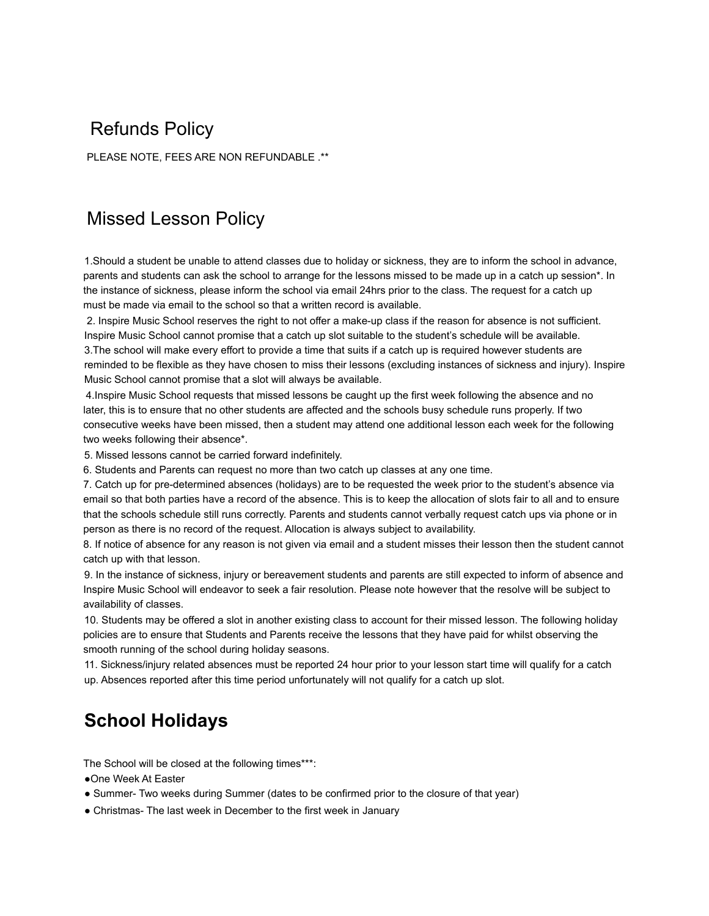## Refunds Policy

PLEASE NOTE, FEES ARE NON REFUNDABLE .**

## Missed Lesson Policy

1.Should a student be unable to attend classes due to holiday or sickness, they are to inform the school in advance, parents and students can ask the school to arrange for the lessons missed to be made up in a catch up session*. In the instance of sickness, please inform the school via email 24hrs prior to the class. The request for a catch up must be made via email to the school so that a written record is available.
2. Inspire Music School reserves the right to not offer a make-up class if the reason for absence is not sufficient. Inspire Music School cannot promise that a catch up slot suitable to the student's schedule will be available.
3.The school will make every effort to provide a time that suits if a catch up is required however students are reminded to be flexible as they have chosen to miss their lessons (excluding instances of sickness and injury). Inspire Music School cannot promise that a slot will always be available.
4.Inspire Music School requests that missed lessons be caught up the first week following the absence and no later, this is to ensure that no other students are affected and the schools busy schedule runs properly. If two consecutive weeks have been missed, then a student may attend one additional lesson each week for the following two weeks following their absence*.
5. Missed lessons cannot be carried forward indefinitely.
6. Students and Parents can request no more than two catch up classes at any one time.
7. Catch up for pre-determined absences (holidays) are to be requested the week prior to the student's absence via email so that both parties have a record of the absence. This is to keep the allocation of slots fair to all and to ensure that the schools schedule still runs correctly. Parents and students cannot verbally request catch ups via phone or in person as there is no record of the request. Allocation is always subject to availability.
8. If notice of absence for any reason is not given via email and a student misses their lesson then the student cannot catch up with that lesson.
9. In the instance of sickness, injury or bereavement students and parents are still expected to inform of absence and Inspire Music School will endeavor to seek a fair resolution. Please note however that the resolve will be subject to availability of classes.
10. Students may be offered a slot in another existing class to account for their missed lesson. The following holiday policies are to ensure that Students and Parents receive the lessons that they have paid for whilst observing the smooth running of the school during holiday seasons.
11. Sickness/injury related absences must be reported 24 hour prior to your lesson start time will qualify for a catch up. Absences reported after this time period unfortunately will not qualify for a catch up slot.

## School Holidays

The School will be closed at the following times***:

- One Week At Easter
- Summer- Two weeks during Summer (dates to be confirmed prior to the closure of that year)
- Christmas- The last week in December to the first week in January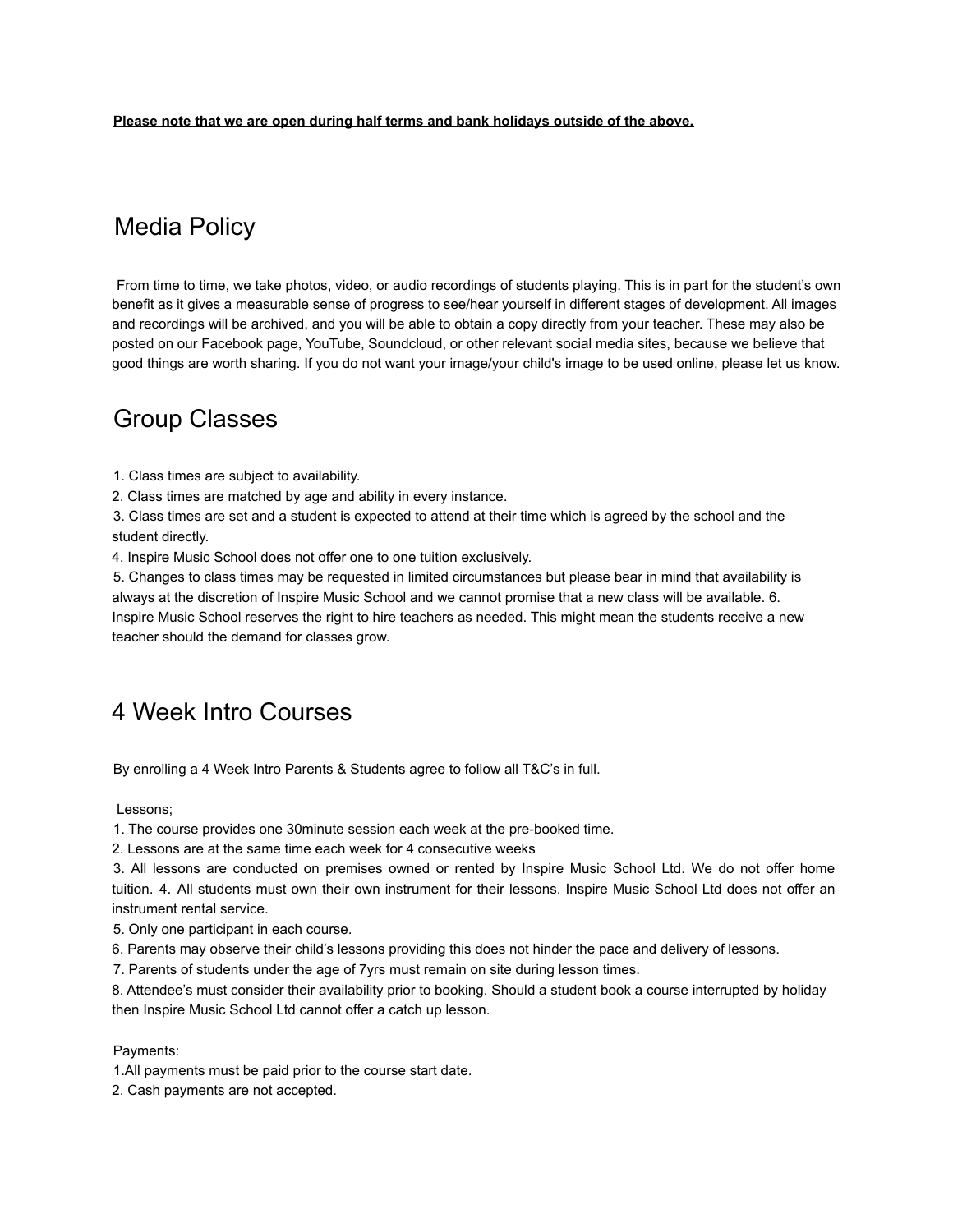**Please note that we are open during half terms and bank holidays outside of the above.**

## Media Policy

From time to time, we take photos, video, or audio recordings of students playing. This is in part for the student's own benefit as it gives a measurable sense of progress to see/hear yourself in different stages of development. All images and recordings will be archived, and you will be able to obtain a copy directly from your teacher. These may also be posted on our Facebook page, YouTube, Soundcloud, or other relevant social media sites, because we believe that good things are worth sharing. If you do not want your image/your child's image to be used online, please let us know.

## Group Classes

1. Class times are subject to availability.
2. Class times are matched by age and ability in every instance.
3. Class times are set and a student is expected to attend at their time which is agreed by the school and the student directly.
4. Inspire Music School does not offer one to one tuition exclusively.
5. Changes to class times may be requested in limited circumstances but please bear in mind that availability is always at the discretion of Inspire Music School and we cannot promise that a new class will be available.
6. Inspire Music School reserves the right to hire teachers as needed. This might mean the students receive a new teacher should the demand for classes grow.

## 4 Week Intro Courses

By enrolling a 4 Week Intro Parents & Students agree to follow all T&C's in full.

Lessons;

1. The course provides one 30minute session each week at the pre-booked time.
2. Lessons are at the same time each week for 4 consecutive weeks
3. All lessons are conducted on premises owned or rented by Inspire Music School Ltd. We do not offer home tuition.
4. All students must own their own instrument for their lessons. Inspire Music School Ltd does not offer an instrument rental service.
5. Only one participant in each course.
6. Parents may observe their child's lessons providing this does not hinder the pace and delivery of lessons.
7. Parents of students under the age of 7yrs must remain on site during lesson times.
8. Attendee's must consider their availability prior to booking. Should a student book a course interrupted by holiday then Inspire Music School Ltd cannot offer a catch up lesson.

Payments:

1. All payments must be paid prior to the course start date.
2. Cash payments are not accepted.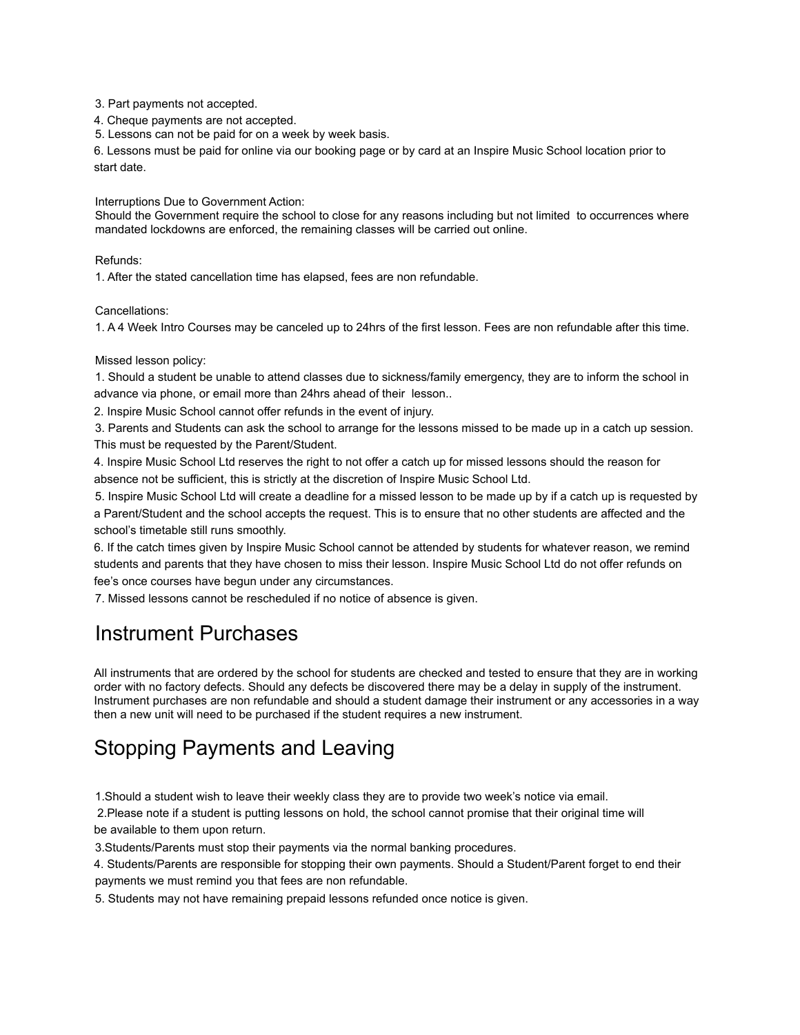3. Part payments not accepted.
4. Cheque payments are not accepted.
5. Lessons can not be paid for on a week by week basis.
6. Lessons must be paid for online via our booking page or by card at an Inspire Music School location prior to start date.

Interruptions Due to Government Action:
Should the Government require the school to close for any reasons including but not limited to occurrences where mandated lockdowns are enforced, the remaining classes will be carried out online.

Refunds:
1. After the stated cancellation time has elapsed, fees are non refundable.

Cancellations:
1. A 4 Week Intro Courses may be canceled up to 24hrs of the first lesson. Fees are non refundable after this time.

Missed lesson policy:
1. Should a student be unable to attend classes due to sickness/family emergency, they are to inform the school in advance via phone, or email more than 24hrs ahead of their lesson..
2. Inspire Music School cannot offer refunds in the event of injury.
3. Parents and Students can ask the school to arrange for the lessons missed to be made up in a catch up session. This must be requested by the Parent/Student.
4. Inspire Music School Ltd reserves the right to not offer a catch up for missed lessons should the reason for absence not be sufficient, this is strictly at the discretion of Inspire Music School Ltd.
5. Inspire Music School Ltd will create a deadline for a missed lesson to be made up by if a catch up is requested by a Parent/Student and the school accepts the request. This is to ensure that no other students are affected and the school's timetable still runs smoothly.
6. If the catch times given by Inspire Music School cannot be attended by students for whatever reason, we remind students and parents that they have chosen to miss their lesson. Inspire Music School Ltd do not offer refunds on fee's once courses have begun under any circumstances.
7. Missed lessons cannot be rescheduled if no notice of absence is given.

# Instrument Purchases

All instruments that are ordered by the school for students are checked and tested to ensure that they are in working order with no factory defects. Should any defects be discovered there may be a delay in supply of the instrument. Instrument purchases are non refundable and should a student damage their instrument or any accessories in a way then a new unit will need to be purchased if the student requires a new instrument.

# Stopping Payments and Leaving

1.Should a student wish to leave their weekly class they are to provide two week's notice via email.
2.Please note if a student is putting lessons on hold, the school cannot promise that their original time will be available to them upon return.
3.Students/Parents must stop their payments via the normal banking procedures.
4. Students/Parents are responsible for stopping their own payments. Should a Student/Parent forget to end their payments we must remind you that fees are non refundable.
5. Students may not have remaining prepaid lessons refunded once notice is given.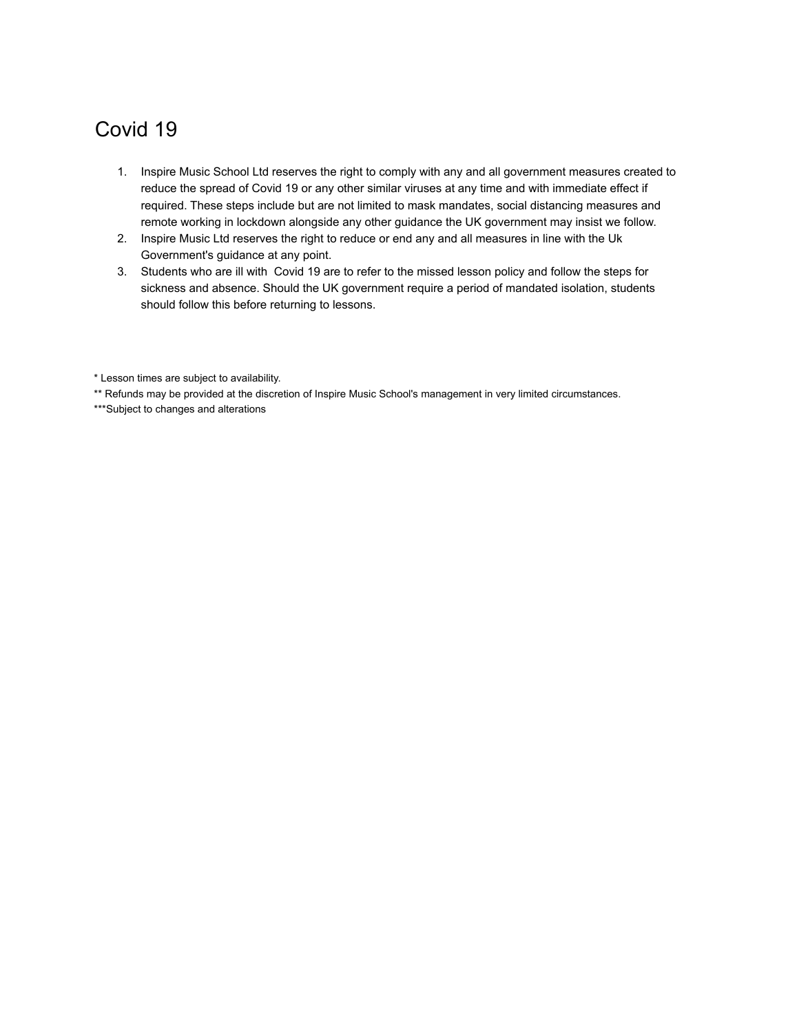# Covid 19

1. Inspire Music School Ltd reserves the right to comply with any and all government measures created to reduce the spread of Covid 19 or any other similar viruses at any time and with immediate effect if required. These steps include but are not limited to mask mandates, social distancing measures and remote working in lockdown alongside any other guidance the UK government may insist we follow.
2. Inspire Music Ltd reserves the right to reduce or end any and all measures in line with the Uk Government's guidance at any point.
3. Students who are ill with Covid 19 are to refer to the missed lesson policy and follow the steps for sickness and absence. Should the UK government require a period of mandated isolation, students should follow this before returning to lessons.

* Lesson times are subject to availability.

** Refunds may be provided at the discretion of Inspire Music School's management in very limited circumstances.

***Subject to changes and alterations